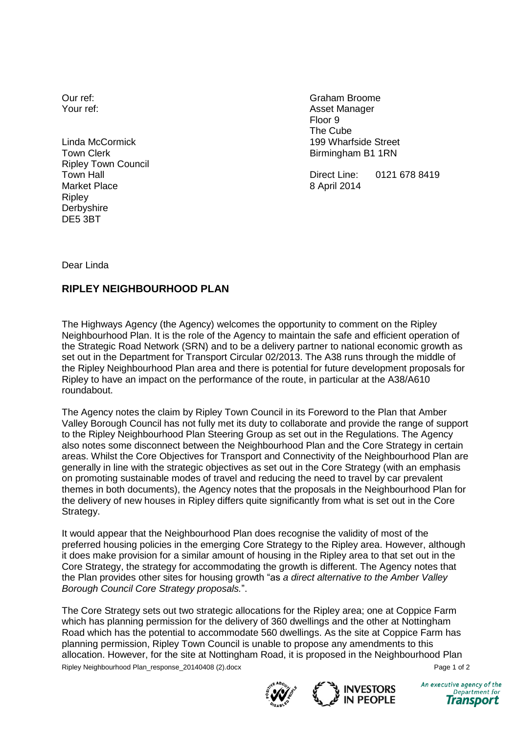Our ref:
Your ref:

Linda McCormick
Town Clerk
Ripley Town Council
Town Hall
Market Place
Ripley
Derbyshire
DE5 3BT

Graham Broome
Asset Manager
Floor 9
The Cube
199 Wharfside Street
Birmingham B1 1RN

Direct Line: 0121 678 8419
8 April 2014

Dear Linda

## RIPLEY NEIGHBOURHOOD PLAN

The Highways Agency (the Agency) welcomes the opportunity to comment on the Ripley Neighbourhood Plan. It is the role of the Agency to maintain the safe and efficient operation of the Strategic Road Network (SRN) and to be a delivery partner to national economic growth as set out in the Department for Transport Circular 02/2013. The A38 runs through the middle of the Ripley Neighbourhood Plan area and there is potential for future development proposals for Ripley to have an impact on the performance of the route, in particular at the A38/A610 roundabout.

The Agency notes the claim by Ripley Town Council in its Foreword to the Plan that Amber Valley Borough Council has not fully met its duty to collaborate and provide the range of support to the Ripley Neighbourhood Plan Steering Group as set out in the Regulations. The Agency also notes some disconnect between the Neighbourhood Plan and the Core Strategy in certain areas. Whilst the Core Objectives for Transport and Connectivity of the Neighbourhood Plan are generally in line with the strategic objectives as set out in the Core Strategy (with an emphasis on promoting sustainable modes of travel and reducing the need to travel by car prevalent themes in both documents), the Agency notes that the proposals in the Neighbourhood Plan for the delivery of new houses in Ripley differs quite significantly from what is set out in the Core Strategy.

It would appear that the Neighbourhood Plan does recognise the validity of most of the preferred housing policies in the emerging Core Strategy to the Ripley area. However, although it does make provision for a similar amount of housing in the Ripley area to that set out in the Core Strategy, the strategy for accommodating the growth is different. The Agency notes that the Plan provides other sites for housing growth "as *a direct alternative to the Amber Valley Borough Council Core Strategy proposals.*".

The Core Strategy sets out two strategic allocations for the Ripley area; one at Coppice Farm which has planning permission for the delivery of 360 dwellings and the other at Nottingham Road which has the potential to accommodate 560 dwellings. As the site at Coppice Farm has planning permission, Ripley Town Council is unable to propose any amendments to this allocation. However, for the site at Nottingham Road, it is proposed in the Neighbourhood Plan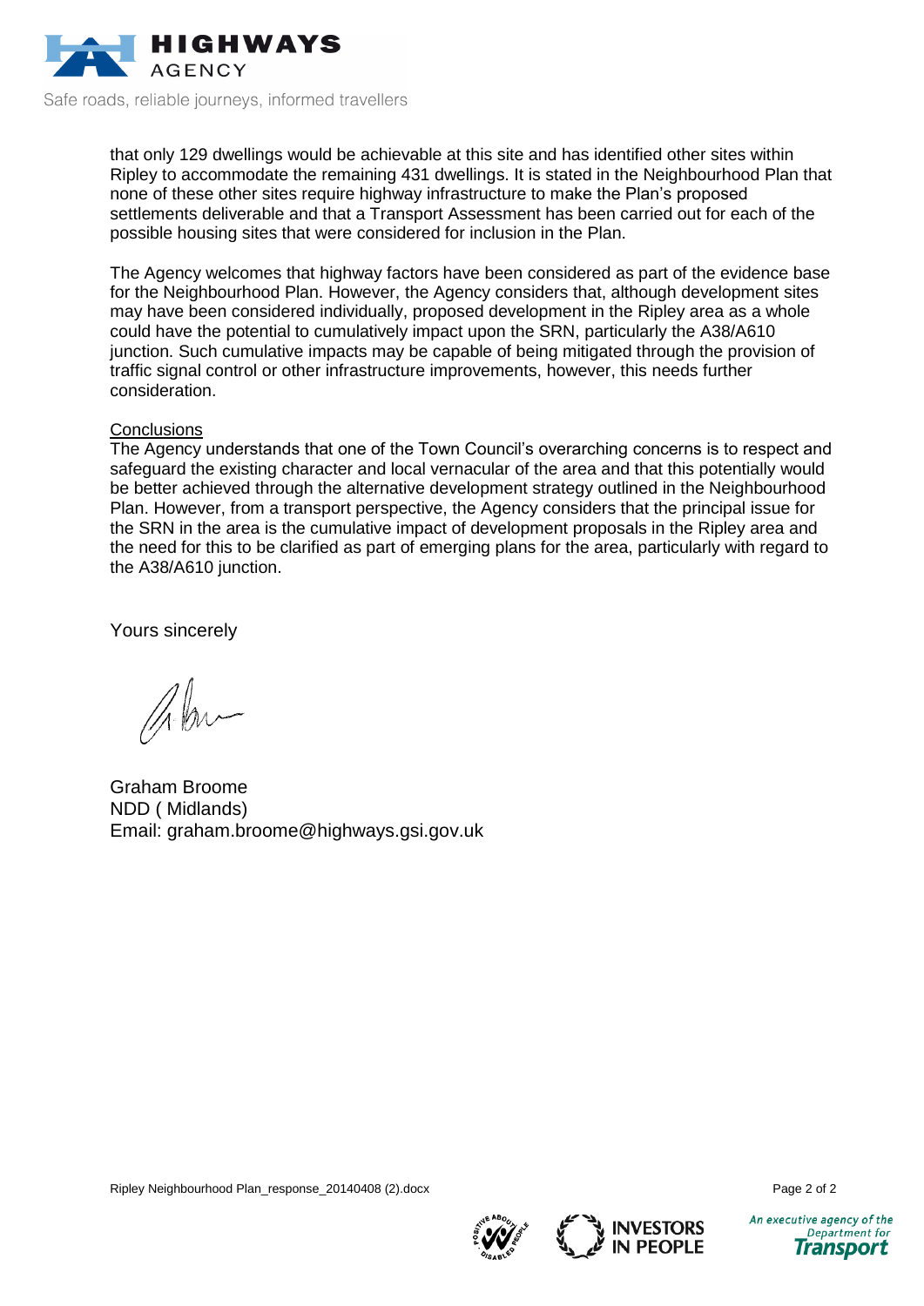that only 129 dwellings would be achievable at this site and has identified other sites within Ripley to accommodate the remaining 431 dwellings. It is stated in the Neighbourhood Plan that none of these other sites require highway infrastructure to make the Plan's proposed settlements deliverable and that a Transport Assessment has been carried out for each of the possible housing sites that were considered for inclusion in the Plan.

The Agency welcomes that highway factors have been considered as part of the evidence base for the Neighbourhood Plan. However, the Agency considers that, although development sites may have been considered individually, proposed development in the Ripley area as a whole could have the potential to cumulatively impact upon the SRN, particularly the A38/A610 junction. Such cumulative impacts may be capable of being mitigated through the provision of traffic signal control or other infrastructure improvements, however, this needs further consideration.

<u>Conclusions</u>

The Agency understands that one of the Town Council's overarching concerns is to respect and safeguard the existing character and local vernacular of the area and that this potentially would be better achieved through the alternative development strategy outlined in the Neighbourhood Plan. However, from a transport perspective, the Agency considers that the principal issue for the SRN in the area is the cumulative impact of development proposals in the Ripley area and the need for this to be clarified as part of emerging plans for the area, particularly with regard to the A38/A610 junction.

Yours sincerely

Graham Broome
NDD ( Midlands)
Email: graham.broome@highways.gsi.gov.uk